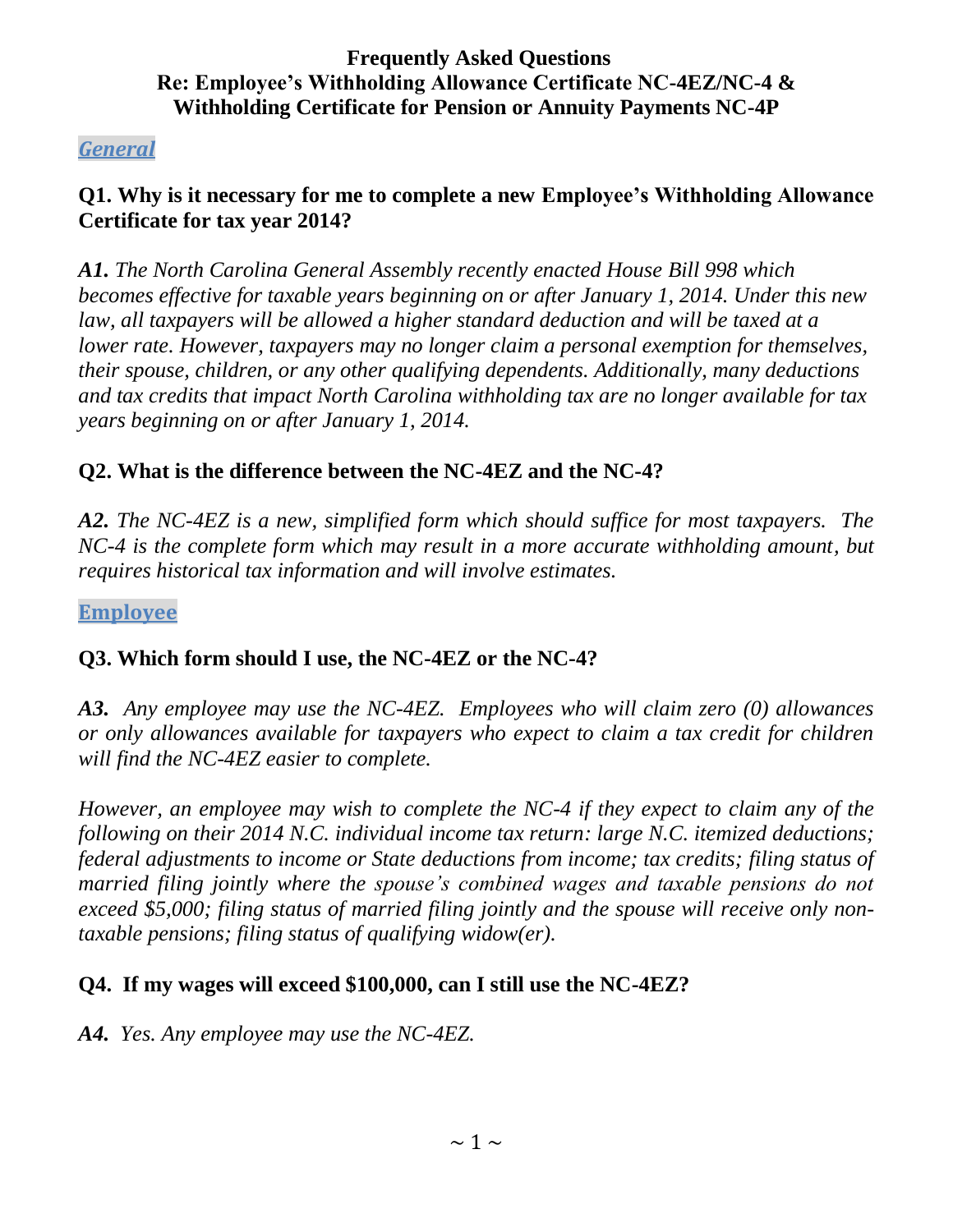# Frequently Asked Questions
## Re: Employee's Withholding Allowance Certificate NC-4EZ/NC-4 & Withholding Certificate for Pension or Annuity Payments NC-4P

### *General*

**Q1. Why is it necessary for me to complete a new Employee's Withholding Allowance Certificate for tax year 2014?**

***A1.*** *The North Carolina General Assembly recently enacted House Bill 998 which becomes effective for taxable years beginning on or after January 1, 2014. Under this new law, all taxpayers will be allowed a higher standard deduction and will be taxed at a lower rate. However, taxpayers may no longer claim a personal exemption for themselves, their spouse, children, or any other qualifying dependents. Additionally, many deductions and tax credits that impact North Carolina withholding tax are no longer available for tax years beginning on or after January 1, 2014.*

**Q2. What is the difference between the NC-4EZ and the NC-4?**

***A2.*** *The NC-4EZ is a new, simplified form which should suffice for most taxpayers. The NC-4 is the complete form which may result in a more accurate withholding amount, but requires historical tax information and will involve estimates.*

### Employee

**Q3. Which form should I use, the NC-4EZ or the NC-4?**

***A3.*** *Any employee may use the NC-4EZ. Employees who will claim zero (0) allowances or only allowances available for taxpayers who expect to claim a tax credit for children will find the NC-4EZ easier to complete.*

*However, an employee may wish to complete the NC-4 if they expect to claim any of the following on their 2014 N.C. individual income tax return: large N.C. itemized deductions; federal adjustments to income or State deductions from income; tax credits; filing status of married filing jointly where the spouse's combined wages and taxable pensions do not exceed $5,000; filing status of married filing jointly and the spouse will receive only non-taxable pensions; filing status of qualifying widow(er).*

**Q4. If my wages will exceed $100,000, can I still use the NC-4EZ?**

***A4.*** *Yes. Any employee may use the NC-4EZ.*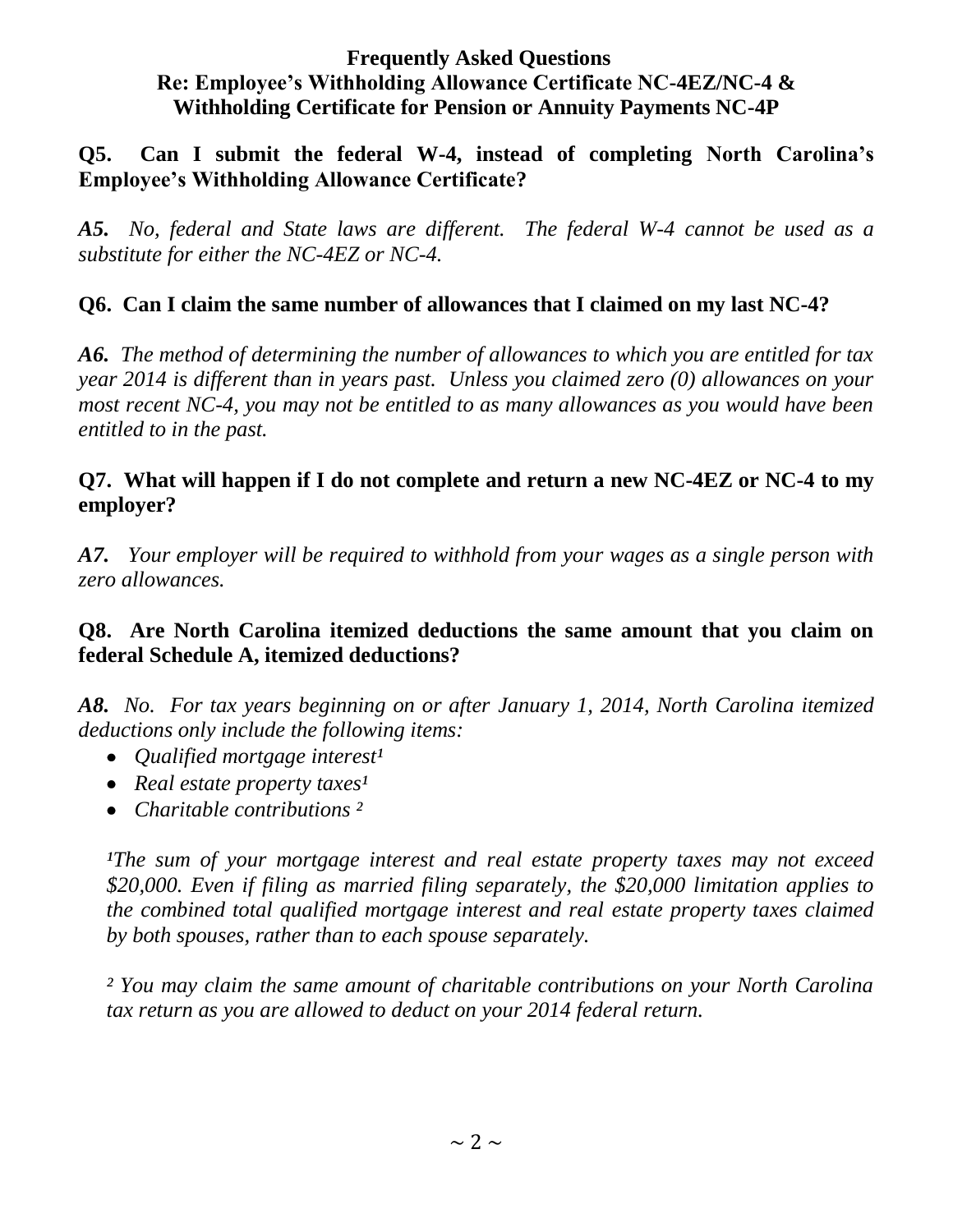**Frequently Asked Questions**
**Re: Employee's Withholding Allowance Certificate NC-4EZ/NC-4 &**
**Withholding Certificate for Pension or Annuity Payments NC-4P**

**Q5. Can I submit the federal W-4, instead of completing North Carolina's Employee's Withholding Allowance Certificate?**

***A5.*** *No, federal and State laws are different. The federal W-4 cannot be used as a substitute for either the NC-4EZ or NC-4.*

**Q6. Can I claim the same number of allowances that I claimed on my last NC-4?**

***A6.*** *The method of determining the number of allowances to which you are entitled for tax year 2014 is different than in years past. Unless you claimed zero (0) allowances on your most recent NC-4, you may not be entitled to as many allowances as you would have been entitled to in the past.*

**Q7. What will happen if I do not complete and return a new NC-4EZ or NC-4 to my employer?**

***A7.*** *Your employer will be required to withhold from your wages as a single person with zero allowances.*

**Q8. Are North Carolina itemized deductions the same amount that you claim on federal Schedule A, itemized deductions?**

***A8.*** *No. For tax years beginning on or after January 1, 2014, North Carolina itemized deductions only include the following items:*

- *Qualified mortgage interest[1]*
- *Real estate property taxes[1]*
- *Charitable contributions [2]*

*[1]The sum of your mortgage interest and real estate property taxes may not exceed $20,000. Even if filing as married filing separately, the $20,000 limitation applies to the combined total qualified mortgage interest and real estate property taxes claimed by both spouses, rather than to each spouse separately.*

*[2] You may claim the same amount of charitable contributions on your North Carolina tax return as you are allowed to deduct on your 2014 federal return.*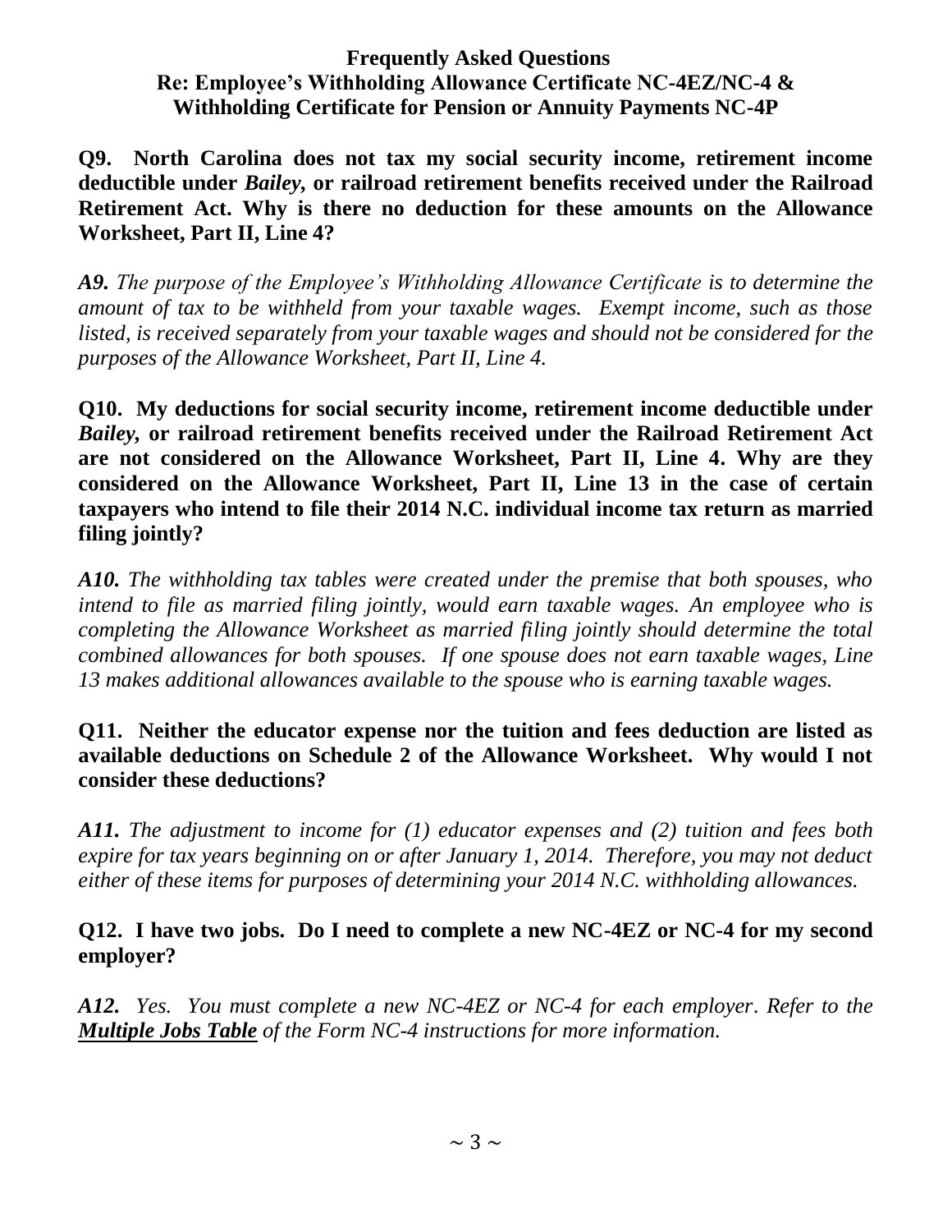**Frequently Asked Questions**
**Re: Employee's Withholding Allowance Certificate NC-4EZ/NC-4 & Withholding Certificate for Pension or Annuity Payments NC-4P**

**Q9. North Carolina does not tax my social security income, retirement income deductible under *Bailey,* or railroad retirement benefits received under the Railroad Retirement Act. Why is there no deduction for these amounts on the Allowance Worksheet, Part II, Line 4?**

***A9.*** *The purpose of the Employee's Withholding Allowance Certificate is to determine the amount of tax to be withheld from your taxable wages. Exempt income, such as those listed, is received separately from your taxable wages and should not be considered for the purposes of the Allowance Worksheet, Part II, Line 4.*

**Q10. My deductions for social security income, retirement income deductible under *Bailey,* or railroad retirement benefits received under the Railroad Retirement Act are not considered on the Allowance Worksheet, Part II, Line 4. Why are they considered on the Allowance Worksheet, Part II, Line 13 in the case of certain taxpayers who intend to file their 2014 N.C. individual income tax return as married filing jointly?**

***A10.*** *The withholding tax tables were created under the premise that both spouses, who intend to file as married filing jointly, would earn taxable wages. An employee who is completing the Allowance Worksheet as married filing jointly should determine the total combined allowances for both spouses. If one spouse does not earn taxable wages, Line 13 makes additional allowances available to the spouse who is earning taxable wages.*

**Q11. Neither the educator expense nor the tuition and fees deduction are listed as available deductions on Schedule 2 of the Allowance Worksheet. Why would I not consider these deductions?**

***A11.*** *The adjustment to income for (1) educator expenses and (2) tuition and fees both expire for tax years beginning on or after January 1, 2014. Therefore, you may not deduct either of these items for purposes of determining your 2014 N.C. withholding allowances.*

**Q12. I have two jobs. Do I need to complete a new NC-4EZ or NC-4 for my second employer?**

***A12.*** *Yes. You must complete a new NC-4EZ or NC-4 for each employer. Refer to the **Multiple Jobs Table** of the Form NC-4 instructions for more information.*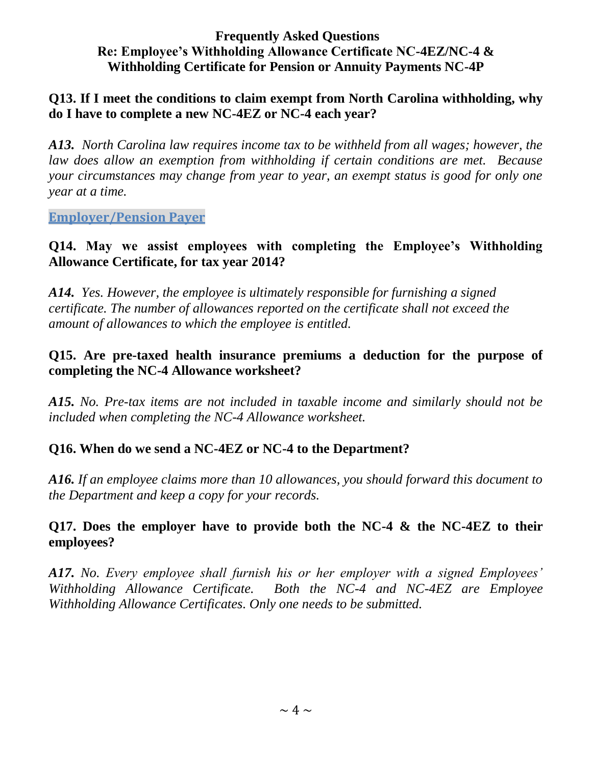**Q13. If I meet the conditions to claim exempt from North Carolina withholding, why do I have to complete a new NC-4EZ or NC-4 each year?**

***A13.*** *North Carolina law requires income tax to be withheld from all wages; however, the law does allow an exemption from withholding if certain conditions are met. Because your circumstances may change from year to year, an exempt status is good for only one year at a time.*

## Employer/Pension Payer

**Q14. May we assist employees with completing the Employee's Withholding Allowance Certificate, for tax year 2014?**

***A14.*** *Yes. However, the employee is ultimately responsible for furnishing a signed certificate. The number of allowances reported on the certificate shall not exceed the amount of allowances to which the employee is entitled.*

**Q15. Are pre-taxed health insurance premiums a deduction for the purpose of completing the NC-4 Allowance worksheet?**

***A15.*** *No. Pre-tax items are not included in taxable income and similarly should not be included when completing the NC-4 Allowance worksheet.*

**Q16. When do we send a NC-4EZ or NC-4 to the Department?**

***A16.*** *If an employee claims more than 10 allowances, you should forward this document to the Department and keep a copy for your records.*

**Q17. Does the employer have to provide both the NC-4 & the NC-4EZ to their employees?**

***A17.*** *No. Every employee shall furnish his or her employer with a signed Employees' Withholding Allowance Certificate. Both the NC-4 and NC-4EZ are Employee Withholding Allowance Certificates. Only one needs to be submitted.*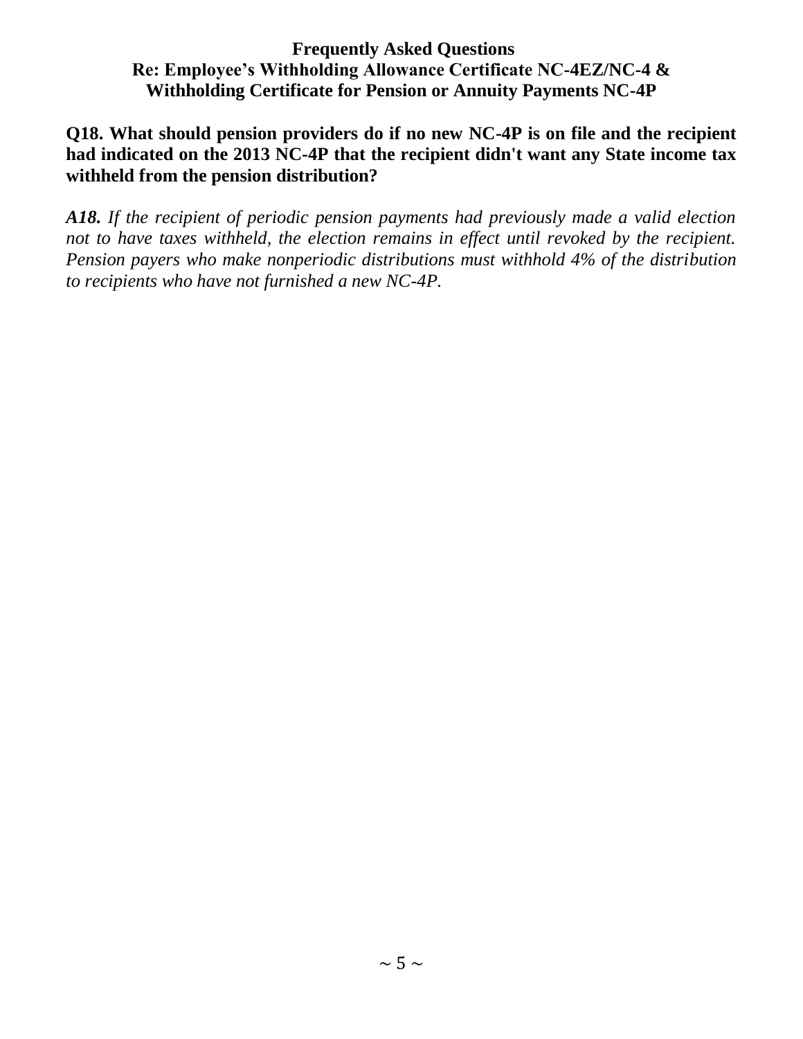**Q18. What should pension providers do if no new NC-4P is on file and the recipient had indicated on the 2013 NC-4P that the recipient didn't want any State income tax withheld from the pension distribution?**

***A18.*** *If the recipient of periodic pension payments had previously made a valid election not to have taxes withheld, the election remains in effect until revoked by the recipient. Pension payers who make nonperiodic distributions must withhold 4% of the distribution to recipients who have not furnished a new NC-4P.*